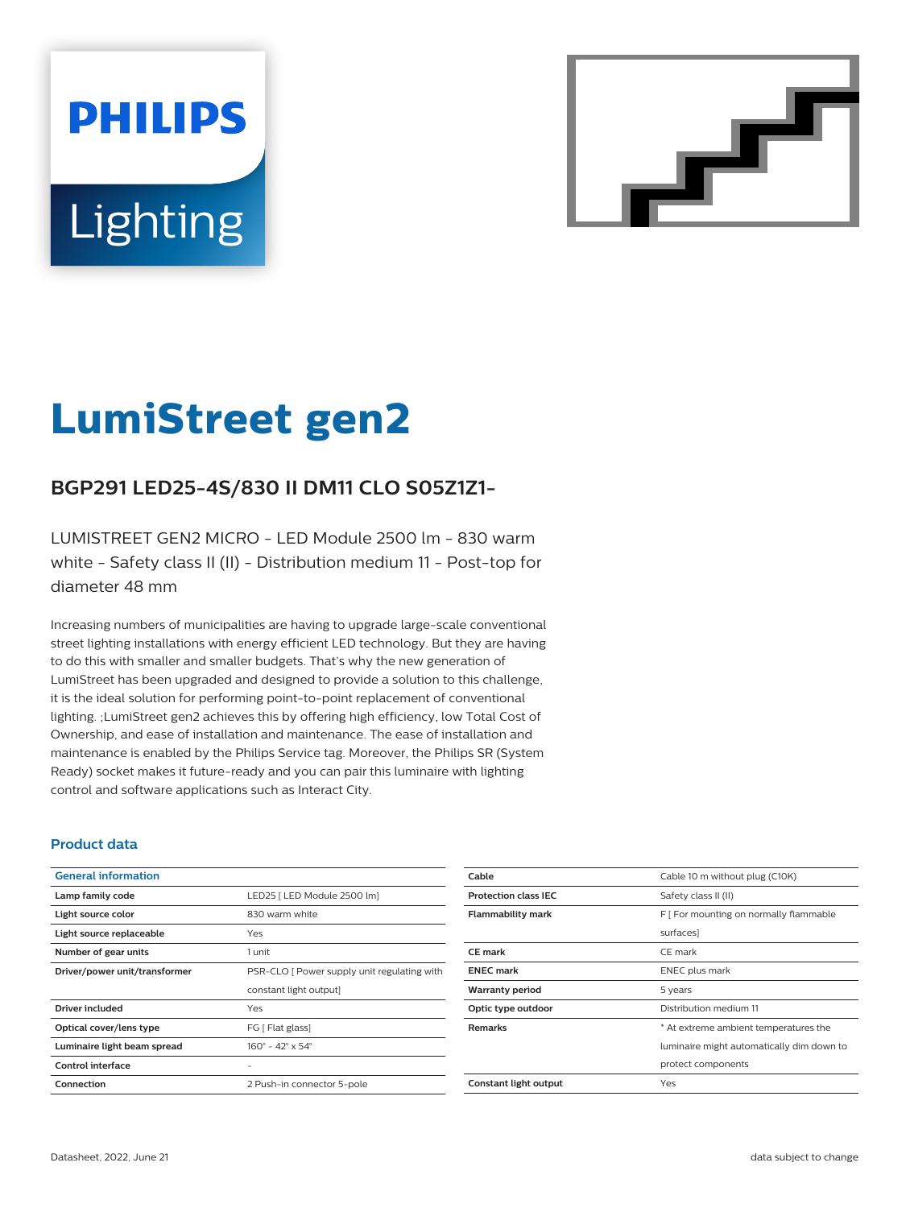# LumiStreet gen2

## BGP291 LED25-4S/830 II DM11 CLO S05Z1Z1-

LUMISTREET GEN2 MICRO - LED Module 2500 lm - 830 warm white - Safety class II (II) - Distribution medium 11 - Post-top for diameter 48 mm

Increasing numbers of municipalities are having to upgrade large-scale conventional street lighting installations with energy efficient LED technology. But they are having to do this with smaller and smaller budgets. That's why the new generation of LumiStreet has been upgraded and designed to provide a solution to this challenge, it is the ideal solution for performing point-to-point replacement of conventional lighting. ;LumiStreet gen2 achieves this by offering high efficiency, low Total Cost of Ownership, and ease of installation and maintenance. The ease of installation and maintenance is enabled by the Philips Service tag. Moreover, the Philips SR (System Ready) socket makes it future-ready and you can pair this luminaire with lighting control and software applications such as Interact City.

### Product data

| General information | |
|---|---|
| Lamp family code | LED25 [ LED Module 2500 lm] |
| Light source color | 830 warm white |
| Light source replaceable | Yes |
| Number of gear units | 1 unit |
| Driver/power unit/transformer | PSR-CLO [ Power supply unit regulating with constant light output] |
| Driver included | Yes |
| Optical cover/lens type | FG [ Flat glass] |
| Luminaire light beam spread | 160° - 42° x 54° |
| Control interface | - |
| Connection | 2 Push-in connector 5-pole |
| Cable | Cable 10 m without plug (C10K) |
| Protection class IEC | Safety class II (II) |
| Flammability mark | F [ For mounting on normally flammable surfaces] |
| CE mark | CE mark |
| ENEC mark | ENEC plus mark |
| Warranty period | 5 years |
| Optic type outdoor | Distribution medium 11 |
| Remarks | * At extreme ambient temperatures the luminaire might automatically dim down to protect components |
| Constant light output | Yes |

Datasheet, 2022, June 21 — data subject to change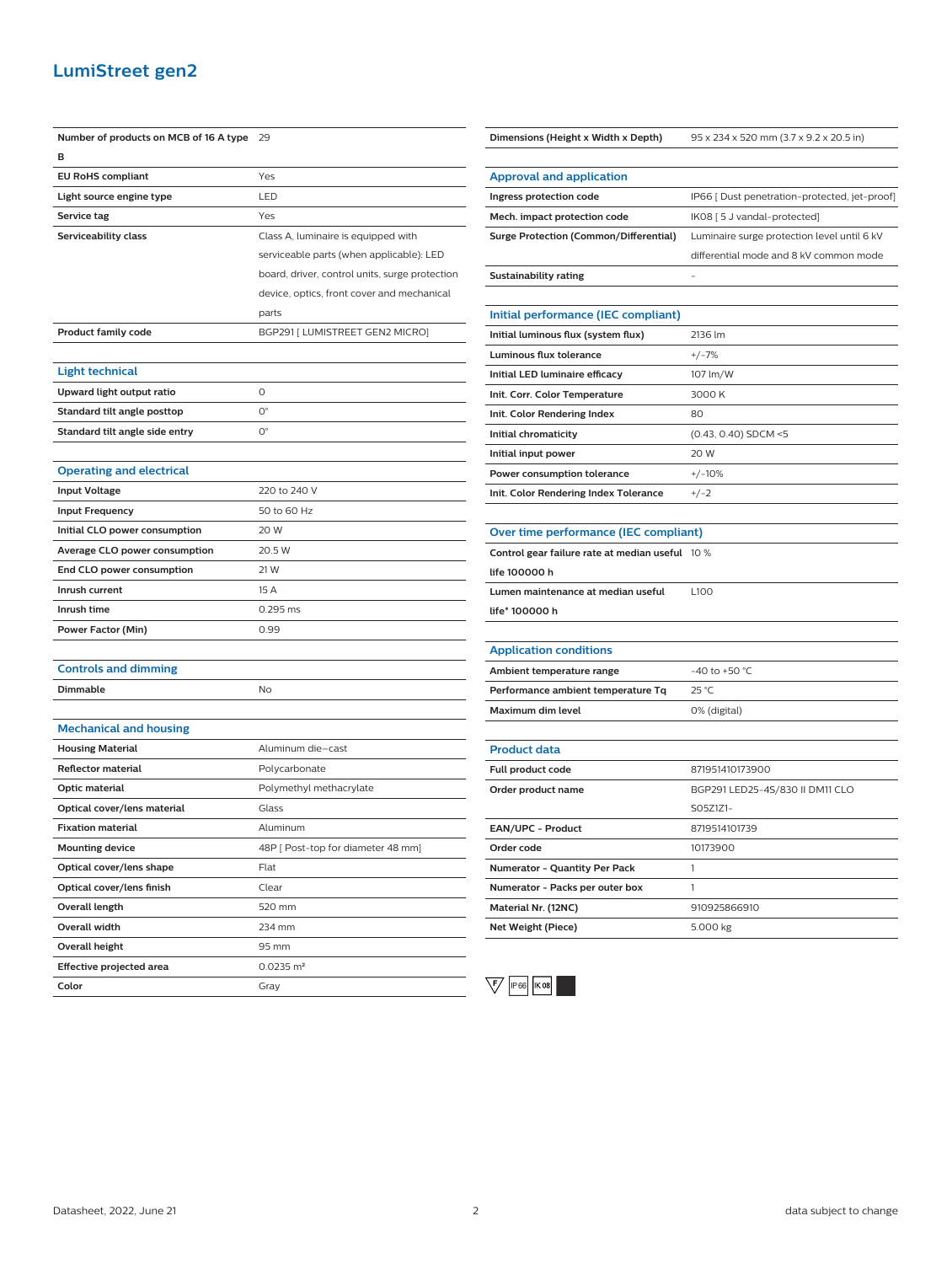# LumiStreet gen2

| | |
|---|---|
| **Number of products on MCB of 16 A type B** | 29 |
| **EU RoHS compliant** | Yes |
| **Light source engine type** | LED |
| **Service tag** | Yes |
| **Serviceability class** | Class A, luminaire is equipped with serviceable parts (when applicable): LED board, driver, control units, surge protection device, optics, front cover and mechanical parts |
| **Product family code** | BGP291 [ LUMISTREET GEN2 MICRO] |

## Light technical

| | |
|---|---|
| **Upward light output ratio** | 0 |
| **Standard tilt angle posttop** | 0° |
| **Standard tilt angle side entry** | 0° |

## Operating and electrical

| | |
|---|---|
| **Input Voltage** | 220 to 240 V |
| **Input Frequency** | 50 to 60 Hz |
| **Initial CLO power consumption** | 20 W |
| **Average CLO power consumption** | 20.5 W |
| **End CLO power consumption** | 21 W |
| **Inrush current** | 15 A |
| **Inrush time** | 0.295 ms |
| **Power Factor (Min)** | 0.99 |

## Controls and dimming

| | |
|---|---|
| **Dimmable** | No |

## Mechanical and housing

| | |
|---|---|
| **Housing Material** | Aluminum die-cast |
| **Reflector material** | Polycarbonate |
| **Optic material** | Polymethyl methacrylate |
| **Optical cover/lens material** | Glass |
| **Fixation material** | Aluminum |
| **Mounting device** | 48P [ Post-top for diameter 48 mm] |
| **Optical cover/lens shape** | Flat |
| **Optical cover/lens finish** | Clear |
| **Overall length** | 520 mm |
| **Overall width** | 234 mm |
| **Overall height** | 95 mm |
| **Effective projected area** | 0.0235 m² |
| **Color** | Gray |
| **Dimensions (Height x Width x Depth)** | 95 x 234 x 520 mm (3.7 x 9.2 x 20.5 in) |

## Approval and application

| | |
|---|---|
| **Ingress protection code** | IP66 [ Dust penetration-protected, jet-proof] |
| **Mech. impact protection code** | IK08 [ 5 J vandal-protected] |
| **Surge Protection (Common/Differential)** | Luminaire surge protection level until 6 kV differential mode and 8 kV common mode |
| **Sustainability rating** | - |

## Initial performance (IEC compliant)

| | |
|---|---|
| **Initial luminous flux (system flux)** | 2136 lm |
| **Luminous flux tolerance** | +/-7% |
| **Initial LED luminaire efficacy** | 107 lm/W |
| **Init. Corr. Color Temperature** | 3000 K |
| **Init. Color Rendering Index** | 80 |
| **Initial chromaticity** | (0.43, 0.40) SDCM <5 |
| **Initial input power** | 20 W |
| **Power consumption tolerance** | +/-10% |
| **Init. Color Rendering Index Tolerance** | +/-2 |

## Over time performance (IEC compliant)

| | |
|---|---|
| **Control gear failure rate at median useful life 100000 h** | 10 % |
| **Lumen maintenance at median useful life* 100000 h** | L100 |

## Application conditions

| | |
|---|---|
| **Ambient temperature range** | -40 to +50 °C |
| **Performance ambient temperature Tq** | 25 °C |
| **Maximum dim level** | 0% (digital) |

## Product data

| | |
|---|---|
| **Full product code** | 871951410173900 |
| **Order product name** | BGP291 LED25-4S/830 II DM11 CLO S05Z1Z1- |
| **EAN/UPC - Product** | 8719514101739 |
| **Order code** | 10173900 |
| **Numerator - Quantity Per Pack** | 1 |
| **Numerator - Packs per outer box** | 1 |
| **Material Nr. (12NC)** | 910925866910 |
| **Net Weight (Piece)** | 5.000 kg |

F IP66 IK08

Datasheet, 2022, June 21 data subject to change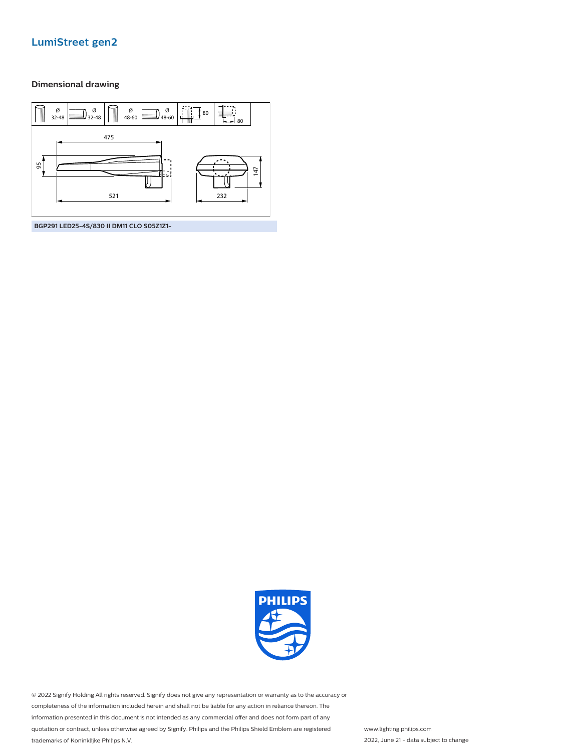## LumiStreet gen2

### Dimensional drawing

Ø 32-48
Ø 32-48
Ø 48-60
Ø 48-60
80
80
475
95
147
521
232

**BGP291 LED25-4S/830 II DM11 CLO S05Z1Z1-**

© 2022 Signify Holding All rights reserved. Signify does not give any representation or warranty as to the accuracy or completeness of the information included herein and shall not be liable for any action in reliance thereon. The information presented in this document is not intended as any commercial offer and does not form part of any quotation or contract, unless otherwise agreed by Signify. Philips and the Philips Shield Emblem are registered trademarks of Koninklijke Philips N.V.

www.lighting.philips.com

2022, June 21 - data subject to change